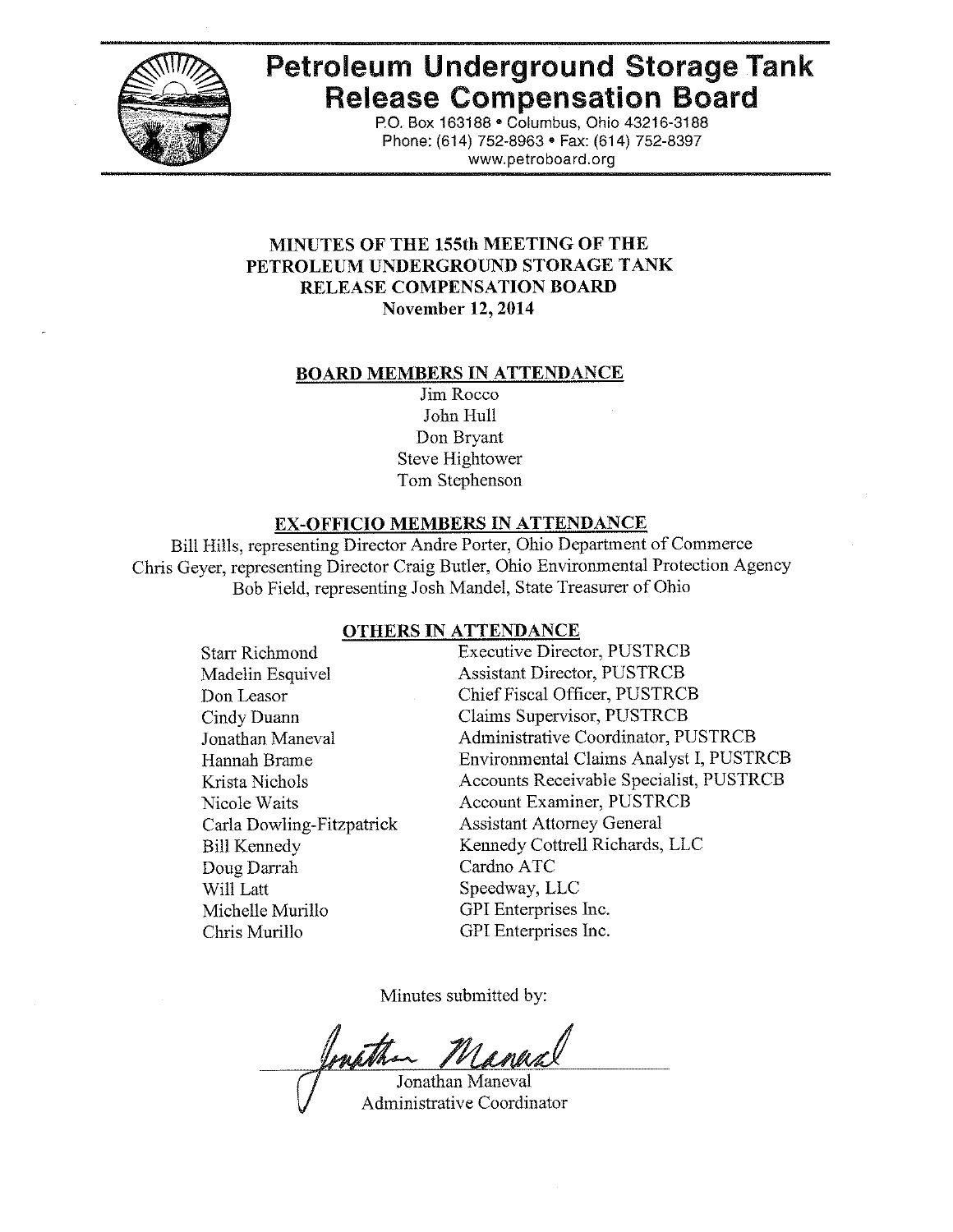# Petroleum Underground Storage Tank Release Compensation Board

P.O. Box 163188 • Columbus, Ohio 43216-3188
Phone: (614) 752-8963 • Fax: (614) 752-8397
www.petroboard.org

## MINUTES OF THE 155th MEETING OF THE PETROLEUM UNDERGROUND STORAGE TANK RELEASE COMPENSATION BOARD

**November 12, 2014**

### BOARD MEMBERS IN ATTENDANCE

Jim Rocco
John Hull
Don Bryant
Steve Hightower
Tom Stephenson

### EX-OFFICIO MEMBERS IN ATTENDANCE

Bill Hills, representing Director Andre Porter, Ohio Department of Commerce
Chris Geyer, representing Director Craig Butler, Ohio Environmental Protection Agency
Bob Field, representing Josh Mandel, State Treasurer of Ohio

### OTHERS IN ATTENDANCE

| | |
|---|---|
| Starr Richmond | Executive Director, PUSTRCB |
| Madelin Esquivel | Assistant Director, PUSTRCB |
| Don Leasor | Chief Fiscal Officer, PUSTRCB |
| Cindy Duann | Claims Supervisor, PUSTRCB |
| Jonathan Maneval | Administrative Coordinator, PUSTRCB |
| Hannah Brame | Environmental Claims Analyst I, PUSTRCB |
| Krista Nichols | Accounts Receivable Specialist, PUSTRCB |
| Nicole Waits | Account Examiner, PUSTRCB |
| Carla Dowling-Fitzpatrick | Assistant Attorney General |
| Bill Kennedy | Kennedy Cottrell Richards, LLC |
| Doug Darrah | Cardno ATC |
| Will Latt | Speedway, LLC |
| Michelle Murillo | GPI Enterprises Inc. |
| Chris Murillo | GPI Enterprises Inc. |

Minutes submitted by:

Jonathan Maneval
Administrative Coordinator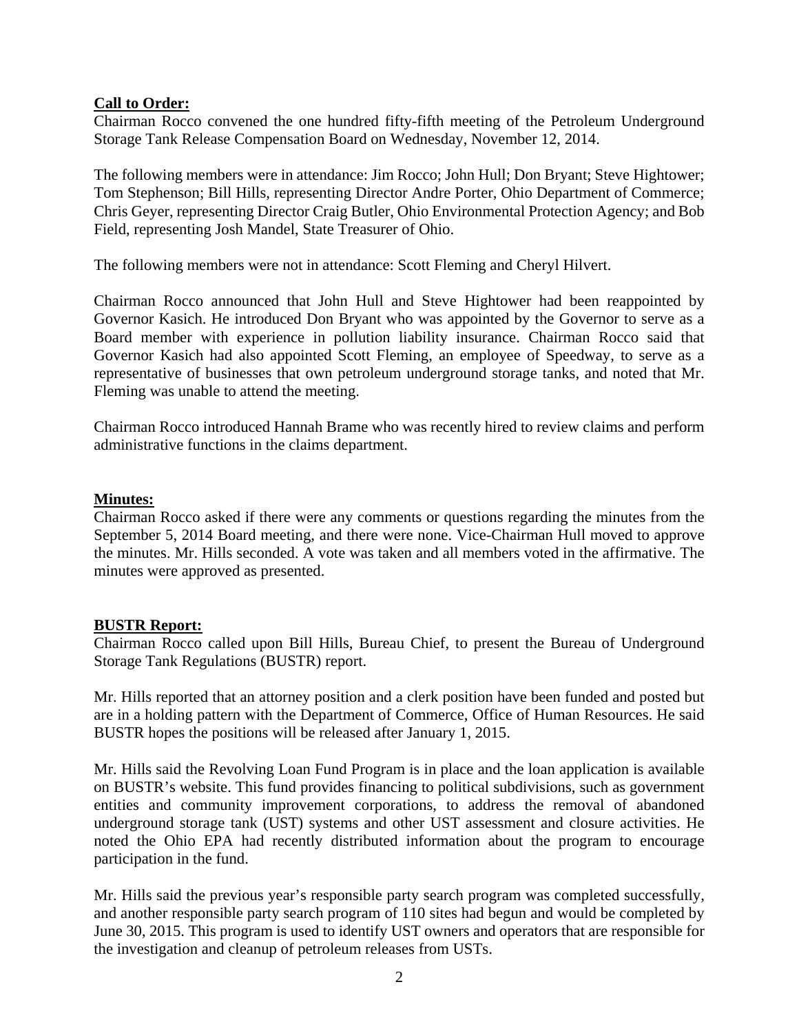**Call to Order:**

Chairman Rocco convened the one hundred fifty-fifth meeting of the Petroleum Underground Storage Tank Release Compensation Board on Wednesday, November 12, 2014.

The following members were in attendance: Jim Rocco; John Hull; Don Bryant; Steve Hightower; Tom Stephenson; Bill Hills, representing Director Andre Porter, Ohio Department of Commerce; Chris Geyer, representing Director Craig Butler, Ohio Environmental Protection Agency; and Bob Field, representing Josh Mandel, State Treasurer of Ohio.

The following members were not in attendance: Scott Fleming and Cheryl Hilvert.

Chairman Rocco announced that John Hull and Steve Hightower had been reappointed by Governor Kasich. He introduced Don Bryant who was appointed by the Governor to serve as a Board member with experience in pollution liability insurance. Chairman Rocco said that Governor Kasich had also appointed Scott Fleming, an employee of Speedway, to serve as a representative of businesses that own petroleum underground storage tanks, and noted that Mr. Fleming was unable to attend the meeting.

Chairman Rocco introduced Hannah Brame who was recently hired to review claims and perform administrative functions in the claims department.

**Minutes:**

Chairman Rocco asked if there were any comments or questions regarding the minutes from the September 5, 2014 Board meeting, and there were none. Vice-Chairman Hull moved to approve the minutes. Mr. Hills seconded. A vote was taken and all members voted in the affirmative. The minutes were approved as presented.

**BUSTR Report:**

Chairman Rocco called upon Bill Hills, Bureau Chief, to present the Bureau of Underground Storage Tank Regulations (BUSTR) report.

Mr. Hills reported that an attorney position and a clerk position have been funded and posted but are in a holding pattern with the Department of Commerce, Office of Human Resources. He said BUSTR hopes the positions will be released after January 1, 2015.

Mr. Hills said the Revolving Loan Fund Program is in place and the loan application is available on BUSTR's website. This fund provides financing to political subdivisions, such as government entities and community improvement corporations, to address the removal of abandoned underground storage tank (UST) systems and other UST assessment and closure activities. He noted the Ohio EPA had recently distributed information about the program to encourage participation in the fund.

Mr. Hills said the previous year's responsible party search program was completed successfully, and another responsible party search program of 110 sites had begun and would be completed by June 30, 2015. This program is used to identify UST owners and operators that are responsible for the investigation and cleanup of petroleum releases from USTs.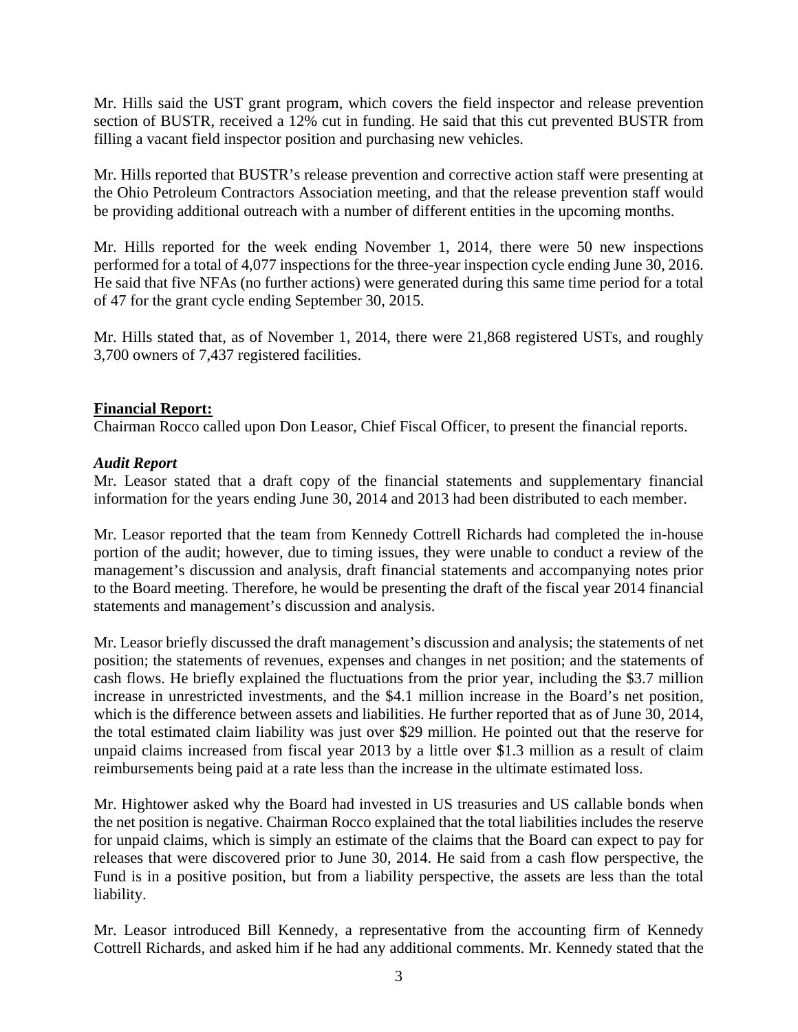Mr. Hills said the UST grant program, which covers the field inspector and release prevention section of BUSTR, received a 12% cut in funding. He said that this cut prevented BUSTR from filling a vacant field inspector position and purchasing new vehicles.

Mr. Hills reported that BUSTR's release prevention and corrective action staff were presenting at the Ohio Petroleum Contractors Association meeting, and that the release prevention staff would be providing additional outreach with a number of different entities in the upcoming months.

Mr. Hills reported for the week ending November 1, 2014, there were 50 new inspections performed for a total of 4,077 inspections for the three-year inspection cycle ending June 30, 2016. He said that five NFAs (no further actions) were generated during this same time period for a total of 47 for the grant cycle ending September 30, 2015.

Mr. Hills stated that, as of November 1, 2014, there were 21,868 registered USTs, and roughly 3,700 owners of 7,437 registered facilities.

**Financial Report:**

Chairman Rocco called upon Don Leasor, Chief Fiscal Officer, to present the financial reports.

***Audit Report***

Mr. Leasor stated that a draft copy of the financial statements and supplementary financial information for the years ending June 30, 2014 and 2013 had been distributed to each member.

Mr. Leasor reported that the team from Kennedy Cottrell Richards had completed the in-house portion of the audit; however, due to timing issues, they were unable to conduct a review of the management's discussion and analysis, draft financial statements and accompanying notes prior to the Board meeting. Therefore, he would be presenting the draft of the fiscal year 2014 financial statements and management's discussion and analysis.

Mr. Leasor briefly discussed the draft management's discussion and analysis; the statements of net position; the statements of revenues, expenses and changes in net position; and the statements of cash flows. He briefly explained the fluctuations from the prior year, including the $3.7 million increase in unrestricted investments, and the $4.1 million increase in the Board's net position, which is the difference between assets and liabilities. He further reported that as of June 30, 2014, the total estimated claim liability was just over $29 million. He pointed out that the reserve for unpaid claims increased from fiscal year 2013 by a little over $1.3 million as a result of claim reimbursements being paid at a rate less than the increase in the ultimate estimated loss.

Mr. Hightower asked why the Board had invested in US treasuries and US callable bonds when the net position is negative. Chairman Rocco explained that the total liabilities includes the reserve for unpaid claims, which is simply an estimate of the claims that the Board can expect to pay for releases that were discovered prior to June 30, 2014. He said from a cash flow perspective, the Fund is in a positive position, but from a liability perspective, the assets are less than the total liability.

Mr. Leasor introduced Bill Kennedy, a representative from the accounting firm of Kennedy Cottrell Richards, and asked him if he had any additional comments. Mr. Kennedy stated that the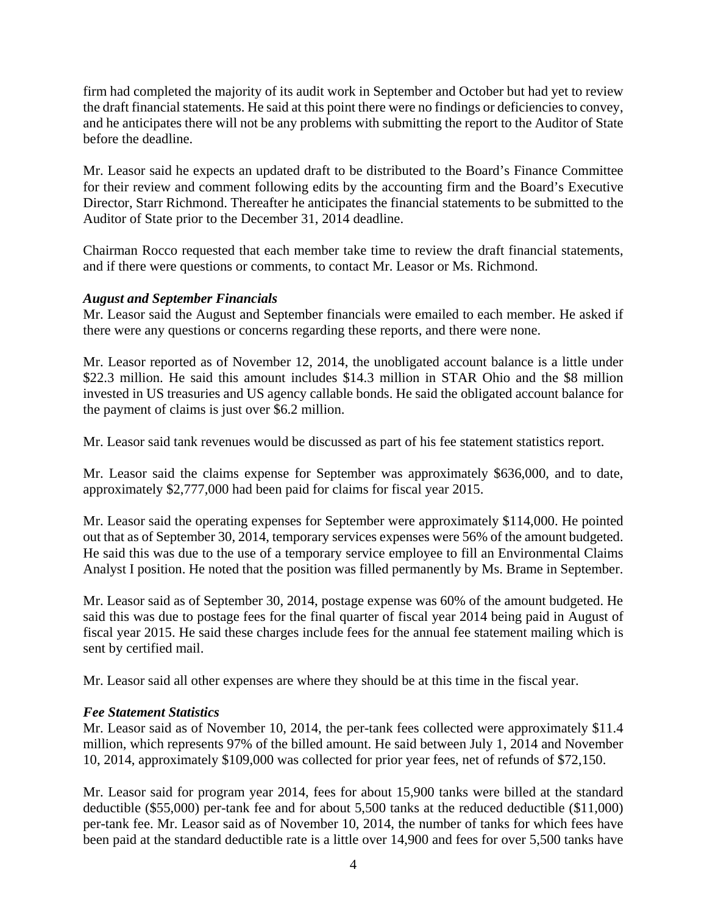firm had completed the majority of its audit work in September and October but had yet to review the draft financial statements. He said at this point there were no findings or deficiencies to convey, and he anticipates there will not be any problems with submitting the report to the Auditor of State before the deadline.

Mr. Leasor said he expects an updated draft to be distributed to the Board's Finance Committee for their review and comment following edits by the accounting firm and the Board's Executive Director, Starr Richmond. Thereafter he anticipates the financial statements to be submitted to the Auditor of State prior to the December 31, 2014 deadline.

Chairman Rocco requested that each member take time to review the draft financial statements, and if there were questions or comments, to contact Mr. Leasor or Ms. Richmond.

***August and September Financials***

Mr. Leasor said the August and September financials were emailed to each member. He asked if there were any questions or concerns regarding these reports, and there were none.

Mr. Leasor reported as of November 12, 2014, the unobligated account balance is a little under $22.3 million. He said this amount includes $14.3 million in STAR Ohio and the $8 million invested in US treasuries and US agency callable bonds. He said the obligated account balance for the payment of claims is just over $6.2 million.

Mr. Leasor said tank revenues would be discussed as part of his fee statement statistics report.

Mr. Leasor said the claims expense for September was approximately $636,000, and to date, approximately $2,777,000 had been paid for claims for fiscal year 2015.

Mr. Leasor said the operating expenses for September were approximately $114,000. He pointed out that as of September 30, 2014, temporary services expenses were 56% of the amount budgeted. He said this was due to the use of a temporary service employee to fill an Environmental Claims Analyst I position. He noted that the position was filled permanently by Ms. Brame in September.

Mr. Leasor said as of September 30, 2014, postage expense was 60% of the amount budgeted. He said this was due to postage fees for the final quarter of fiscal year 2014 being paid in August of fiscal year 2015. He said these charges include fees for the annual fee statement mailing which is sent by certified mail.

Mr. Leasor said all other expenses are where they should be at this time in the fiscal year.

***Fee Statement Statistics***

Mr. Leasor said as of November 10, 2014, the per-tank fees collected were approximately $11.4 million, which represents 97% of the billed amount. He said between July 1, 2014 and November 10, 2014, approximately $109,000 was collected for prior year fees, net of refunds of $72,150.

Mr. Leasor said for program year 2014, fees for about 15,900 tanks were billed at the standard deductible ($55,000) per-tank fee and for about 5,500 tanks at the reduced deductible ($11,000) per-tank fee. Mr. Leasor said as of November 10, 2014, the number of tanks for which fees have been paid at the standard deductible rate is a little over 14,900 and fees for over 5,500 tanks have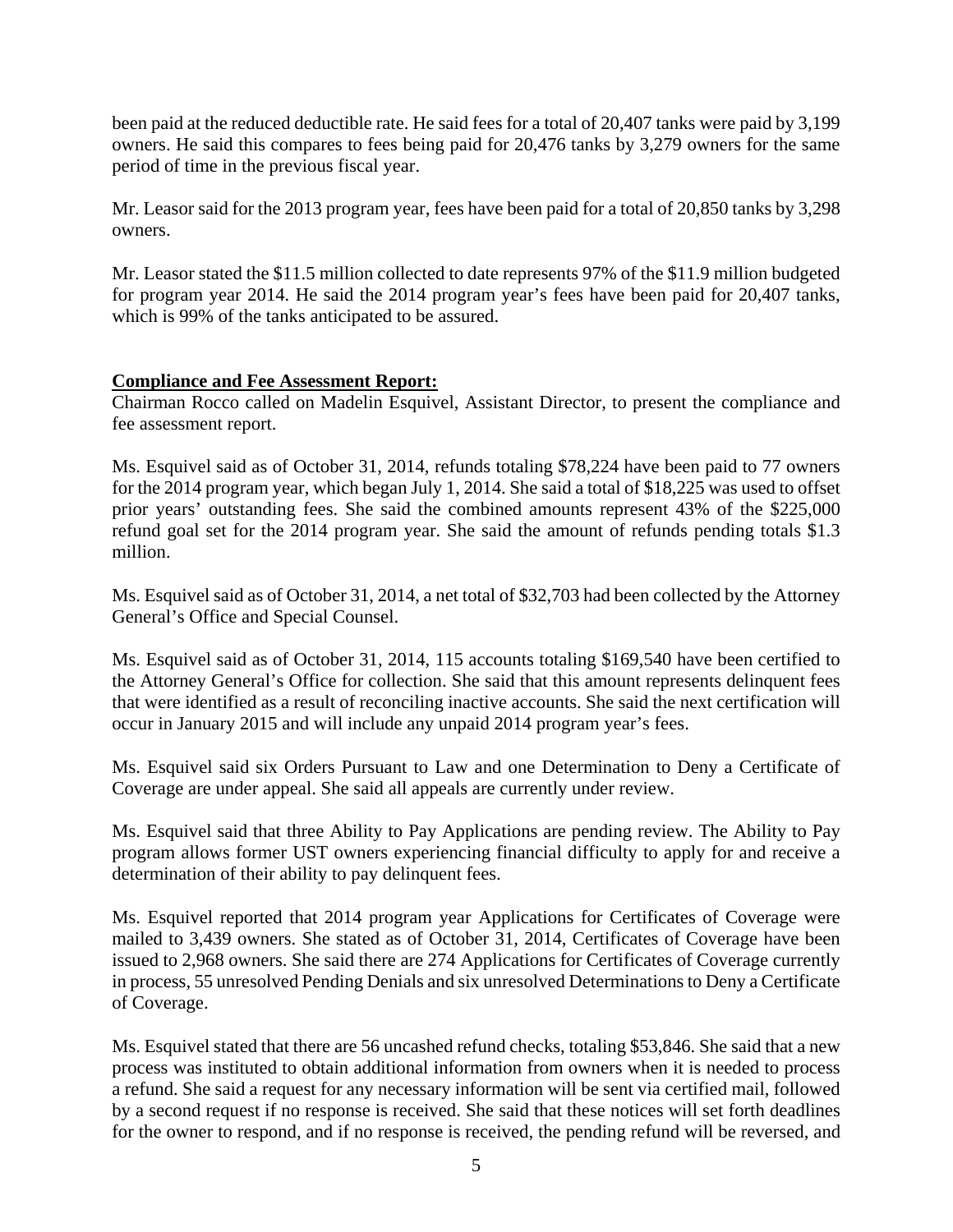been paid at the reduced deductible rate. He said fees for a total of 20,407 tanks were paid by 3,199 owners. He said this compares to fees being paid for 20,476 tanks by 3,279 owners for the same period of time in the previous fiscal year.

Mr. Leasor said for the 2013 program year, fees have been paid for a total of 20,850 tanks by 3,298 owners.

Mr. Leasor stated the $11.5 million collected to date represents 97% of the $11.9 million budgeted for program year 2014. He said the 2014 program year's fees have been paid for 20,407 tanks, which is 99% of the tanks anticipated to be assured.

**Compliance and Fee Assessment Report:**

Chairman Rocco called on Madelin Esquivel, Assistant Director, to present the compliance and fee assessment report.

Ms. Esquivel said as of October 31, 2014, refunds totaling $78,224 have been paid to 77 owners for the 2014 program year, which began July 1, 2014. She said a total of $18,225 was used to offset prior years' outstanding fees. She said the combined amounts represent 43% of the $225,000 refund goal set for the 2014 program year. She said the amount of refunds pending totals $1.3 million.

Ms. Esquivel said as of October 31, 2014, a net total of $32,703 had been collected by the Attorney General's Office and Special Counsel.

Ms. Esquivel said as of October 31, 2014, 115 accounts totaling $169,540 have been certified to the Attorney General's Office for collection. She said that this amount represents delinquent fees that were identified as a result of reconciling inactive accounts. She said the next certification will occur in January 2015 and will include any unpaid 2014 program year's fees.

Ms. Esquivel said six Orders Pursuant to Law and one Determination to Deny a Certificate of Coverage are under appeal. She said all appeals are currently under review.

Ms. Esquivel said that three Ability to Pay Applications are pending review. The Ability to Pay program allows former UST owners experiencing financial difficulty to apply for and receive a determination of their ability to pay delinquent fees.

Ms. Esquivel reported that 2014 program year Applications for Certificates of Coverage were mailed to 3,439 owners. She stated as of October 31, 2014, Certificates of Coverage have been issued to 2,968 owners. She said there are 274 Applications for Certificates of Coverage currently in process, 55 unresolved Pending Denials and six unresolved Determinations to Deny a Certificate of Coverage.

Ms. Esquivel stated that there are 56 uncashed refund checks, totaling $53,846. She said that a new process was instituted to obtain additional information from owners when it is needed to process a refund. She said a request for any necessary information will be sent via certified mail, followed by a second request if no response is received. She said that these notices will set forth deadlines for the owner to respond, and if no response is received, the pending refund will be reversed, and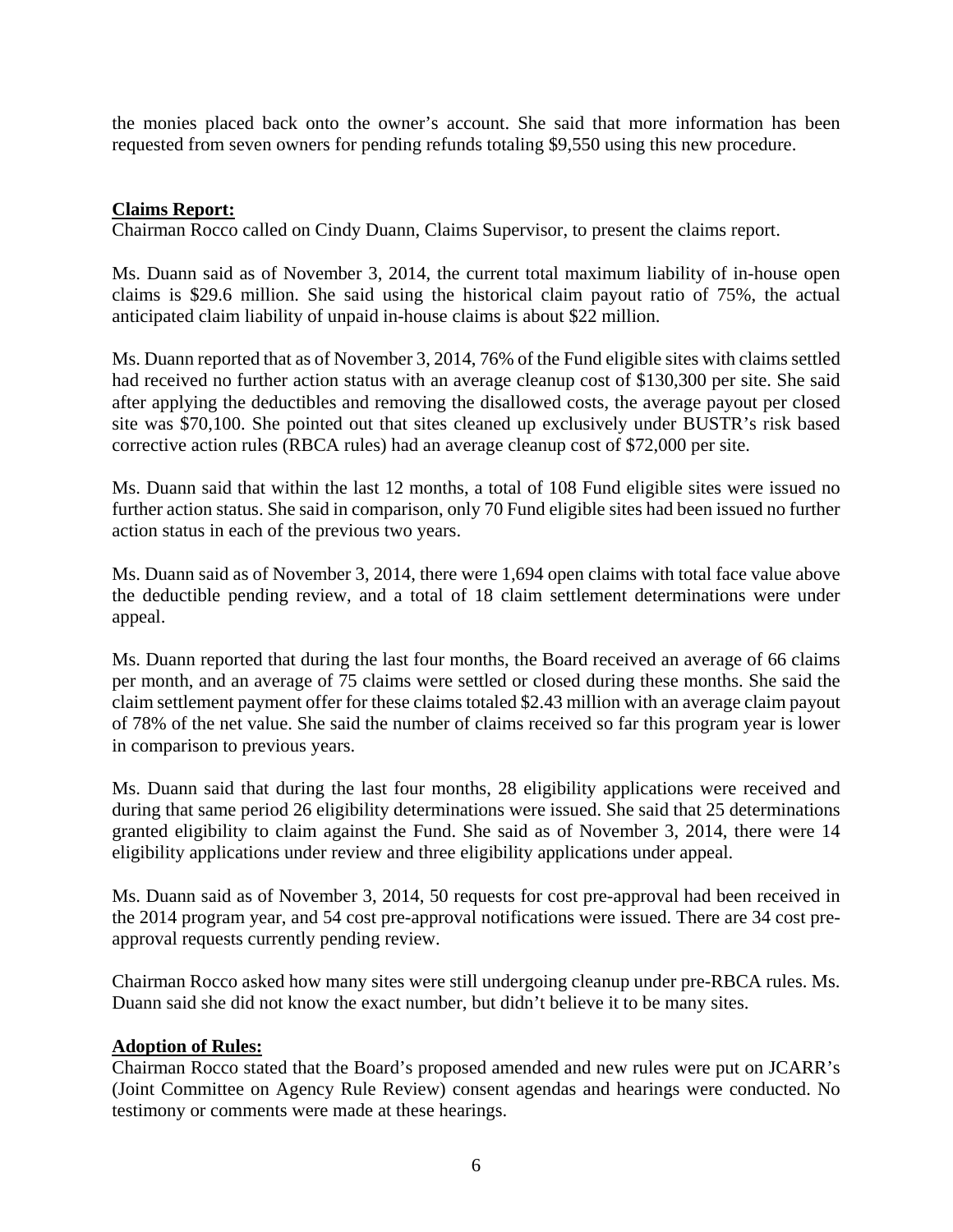the monies placed back onto the owner's account. She said that more information has been requested from seven owners for pending refunds totaling $9,550 using this new procedure.

**Claims Report:**

Chairman Rocco called on Cindy Duann, Claims Supervisor, to present the claims report.

Ms. Duann said as of November 3, 2014, the current total maximum liability of in-house open claims is $29.6 million. She said using the historical claim payout ratio of 75%, the actual anticipated claim liability of unpaid in-house claims is about $22 million.

Ms. Duann reported that as of November 3, 2014, 76% of the Fund eligible sites with claims settled had received no further action status with an average cleanup cost of $130,300 per site. She said after applying the deductibles and removing the disallowed costs, the average payout per closed site was $70,100. She pointed out that sites cleaned up exclusively under BUSTR's risk based corrective action rules (RBCA rules) had an average cleanup cost of $72,000 per site.

Ms. Duann said that within the last 12 months, a total of 108 Fund eligible sites were issued no further action status. She said in comparison, only 70 Fund eligible sites had been issued no further action status in each of the previous two years.

Ms. Duann said as of November 3, 2014, there were 1,694 open claims with total face value above the deductible pending review, and a total of 18 claim settlement determinations were under appeal.

Ms. Duann reported that during the last four months, the Board received an average of 66 claims per month, and an average of 75 claims were settled or closed during these months. She said the claim settlement payment offer for these claims totaled $2.43 million with an average claim payout of 78% of the net value. She said the number of claims received so far this program year is lower in comparison to previous years.

Ms. Duann said that during the last four months, 28 eligibility applications were received and during that same period 26 eligibility determinations were issued. She said that 25 determinations granted eligibility to claim against the Fund. She said as of November 3, 2014, there were 14 eligibility applications under review and three eligibility applications under appeal.

Ms. Duann said as of November 3, 2014, 50 requests for cost pre-approval had been received in the 2014 program year, and 54 cost pre-approval notifications were issued. There are 34 cost pre-approval requests currently pending review.

Chairman Rocco asked how many sites were still undergoing cleanup under pre-RBCA rules. Ms. Duann said she did not know the exact number, but didn't believe it to be many sites.

**Adoption of Rules:**

Chairman Rocco stated that the Board's proposed amended and new rules were put on JCARR's (Joint Committee on Agency Rule Review) consent agendas and hearings were conducted. No testimony or comments were made at these hearings.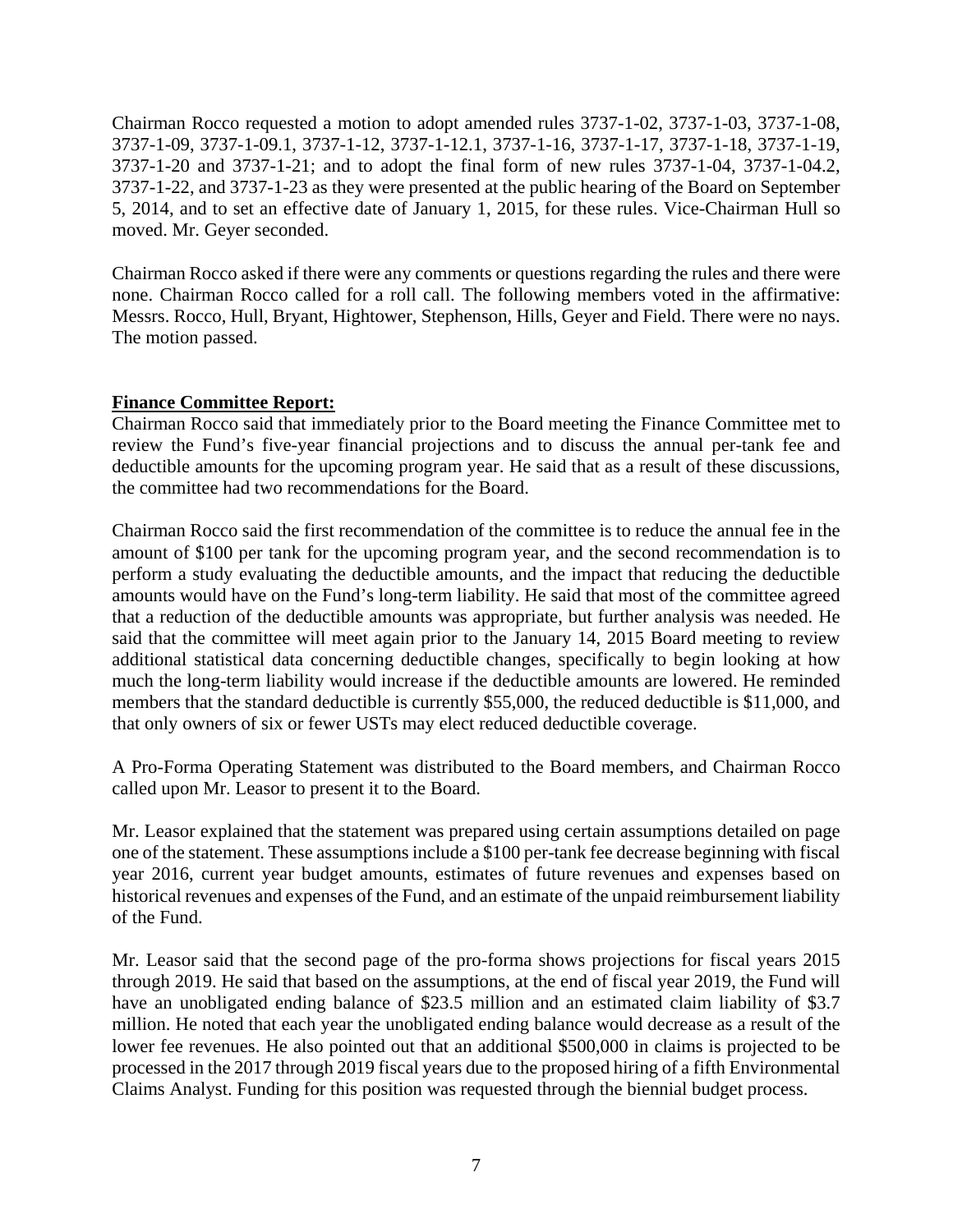Chairman Rocco requested a motion to adopt amended rules 3737-1-02, 3737-1-03, 3737-1-08, 3737-1-09, 3737-1-09.1, 3737-1-12, 3737-1-12.1, 3737-1-16, 3737-1-17, 3737-1-18, 3737-1-19, 3737-1-20 and 3737-1-21; and to adopt the final form of new rules 3737-1-04, 3737-1-04.2, 3737-1-22, and 3737-1-23 as they were presented at the public hearing of the Board on September 5, 2014, and to set an effective date of January 1, 2015, for these rules. Vice-Chairman Hull so moved. Mr. Geyer seconded.

Chairman Rocco asked if there were any comments or questions regarding the rules and there were none. Chairman Rocco called for a roll call. The following members voted in the affirmative: Messrs. Rocco, Hull, Bryant, Hightower, Stephenson, Hills, Geyer and Field. There were no nays. The motion passed.

**Finance Committee Report:**

Chairman Rocco said that immediately prior to the Board meeting the Finance Committee met to review the Fund's five-year financial projections and to discuss the annual per-tank fee and deductible amounts for the upcoming program year. He said that as a result of these discussions, the committee had two recommendations for the Board.

Chairman Rocco said the first recommendation of the committee is to reduce the annual fee in the amount of $100 per tank for the upcoming program year, and the second recommendation is to perform a study evaluating the deductible amounts, and the impact that reducing the deductible amounts would have on the Fund's long-term liability. He said that most of the committee agreed that a reduction of the deductible amounts was appropriate, but further analysis was needed. He said that the committee will meet again prior to the January 14, 2015 Board meeting to review additional statistical data concerning deductible changes, specifically to begin looking at how much the long-term liability would increase if the deductible amounts are lowered. He reminded members that the standard deductible is currently $55,000, the reduced deductible is $11,000, and that only owners of six or fewer USTs may elect reduced deductible coverage.

A Pro-Forma Operating Statement was distributed to the Board members, and Chairman Rocco called upon Mr. Leasor to present it to the Board.

Mr. Leasor explained that the statement was prepared using certain assumptions detailed on page one of the statement. These assumptions include a $100 per-tank fee decrease beginning with fiscal year 2016, current year budget amounts, estimates of future revenues and expenses based on historical revenues and expenses of the Fund, and an estimate of the unpaid reimbursement liability of the Fund.

Mr. Leasor said that the second page of the pro-forma shows projections for fiscal years 2015 through 2019. He said that based on the assumptions, at the end of fiscal year 2019, the Fund will have an unobligated ending balance of $23.5 million and an estimated claim liability of $3.7 million. He noted that each year the unobligated ending balance would decrease as a result of the lower fee revenues. He also pointed out that an additional $500,000 in claims is projected to be processed in the 2017 through 2019 fiscal years due to the proposed hiring of a fifth Environmental Claims Analyst. Funding for this position was requested through the biennial budget process.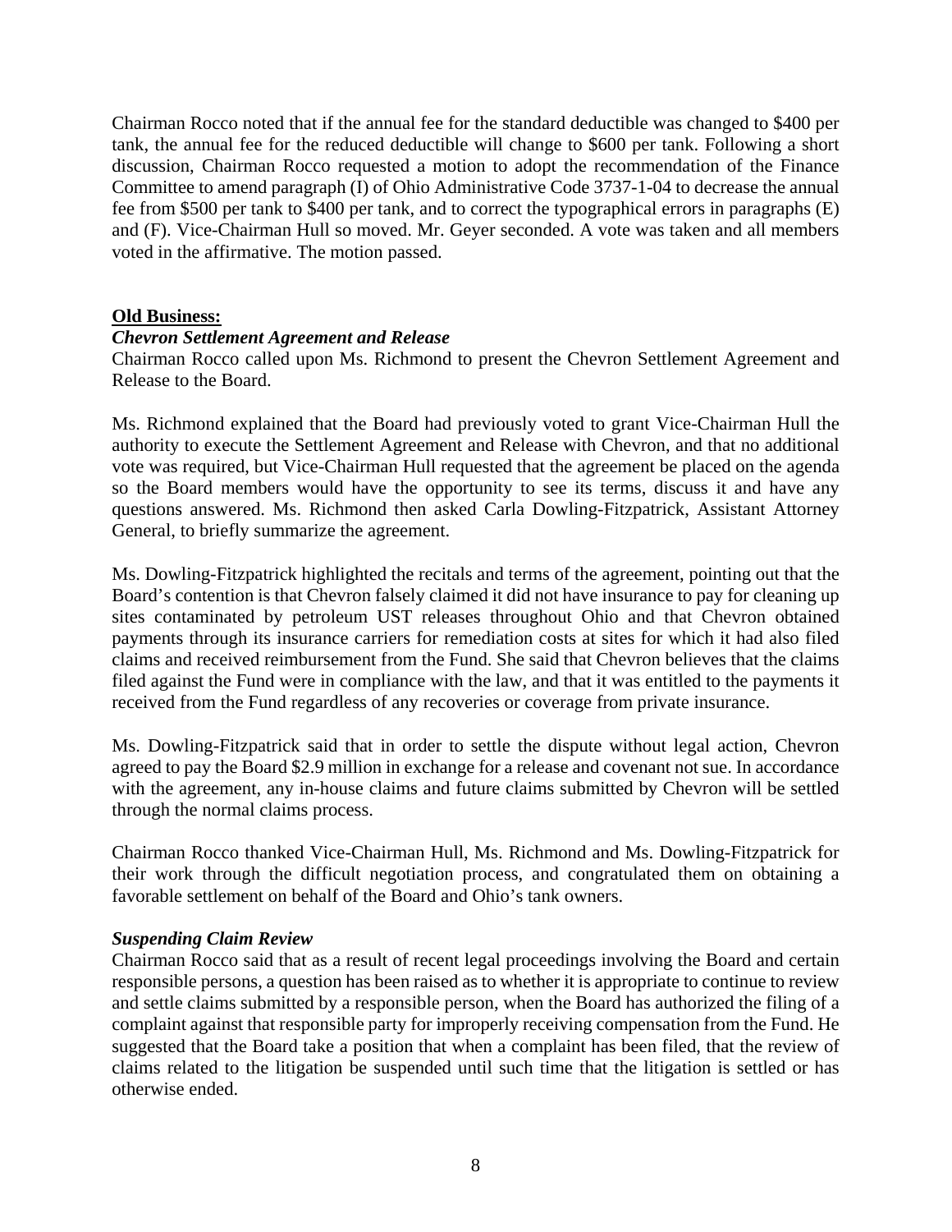Chairman Rocco noted that if the annual fee for the standard deductible was changed to $400 per tank, the annual fee for the reduced deductible will change to $600 per tank. Following a short discussion, Chairman Rocco requested a motion to adopt the recommendation of the Finance Committee to amend paragraph (I) of Ohio Administrative Code 3737-1-04 to decrease the annual fee from $500 per tank to $400 per tank, and to correct the typographical errors in paragraphs (E) and (F). Vice-Chairman Hull so moved. Mr. Geyer seconded. A vote was taken and all members voted in the affirmative. The motion passed.

**Old Business:**

***Chevron Settlement Agreement and Release***

Chairman Rocco called upon Ms. Richmond to present the Chevron Settlement Agreement and Release to the Board.

Ms. Richmond explained that the Board had previously voted to grant Vice-Chairman Hull the authority to execute the Settlement Agreement and Release with Chevron, and that no additional vote was required, but Vice-Chairman Hull requested that the agreement be placed on the agenda so the Board members would have the opportunity to see its terms, discuss it and have any questions answered. Ms. Richmond then asked Carla Dowling-Fitzpatrick, Assistant Attorney General, to briefly summarize the agreement.

Ms. Dowling-Fitzpatrick highlighted the recitals and terms of the agreement, pointing out that the Board's contention is that Chevron falsely claimed it did not have insurance to pay for cleaning up sites contaminated by petroleum UST releases throughout Ohio and that Chevron obtained payments through its insurance carriers for remediation costs at sites for which it had also filed claims and received reimbursement from the Fund. She said that Chevron believes that the claims filed against the Fund were in compliance with the law, and that it was entitled to the payments it received from the Fund regardless of any recoveries or coverage from private insurance.

Ms. Dowling-Fitzpatrick said that in order to settle the dispute without legal action, Chevron agreed to pay the Board $2.9 million in exchange for a release and covenant not sue. In accordance with the agreement, any in-house claims and future claims submitted by Chevron will be settled through the normal claims process.

Chairman Rocco thanked Vice-Chairman Hull, Ms. Richmond and Ms. Dowling-Fitzpatrick for their work through the difficult negotiation process, and congratulated them on obtaining a favorable settlement on behalf of the Board and Ohio's tank owners.

***Suspending Claim Review***

Chairman Rocco said that as a result of recent legal proceedings involving the Board and certain responsible persons, a question has been raised as to whether it is appropriate to continue to review and settle claims submitted by a responsible person, when the Board has authorized the filing of a complaint against that responsible party for improperly receiving compensation from the Fund. He suggested that the Board take a position that when a complaint has been filed, that the review of claims related to the litigation be suspended until such time that the litigation is settled or has otherwise ended.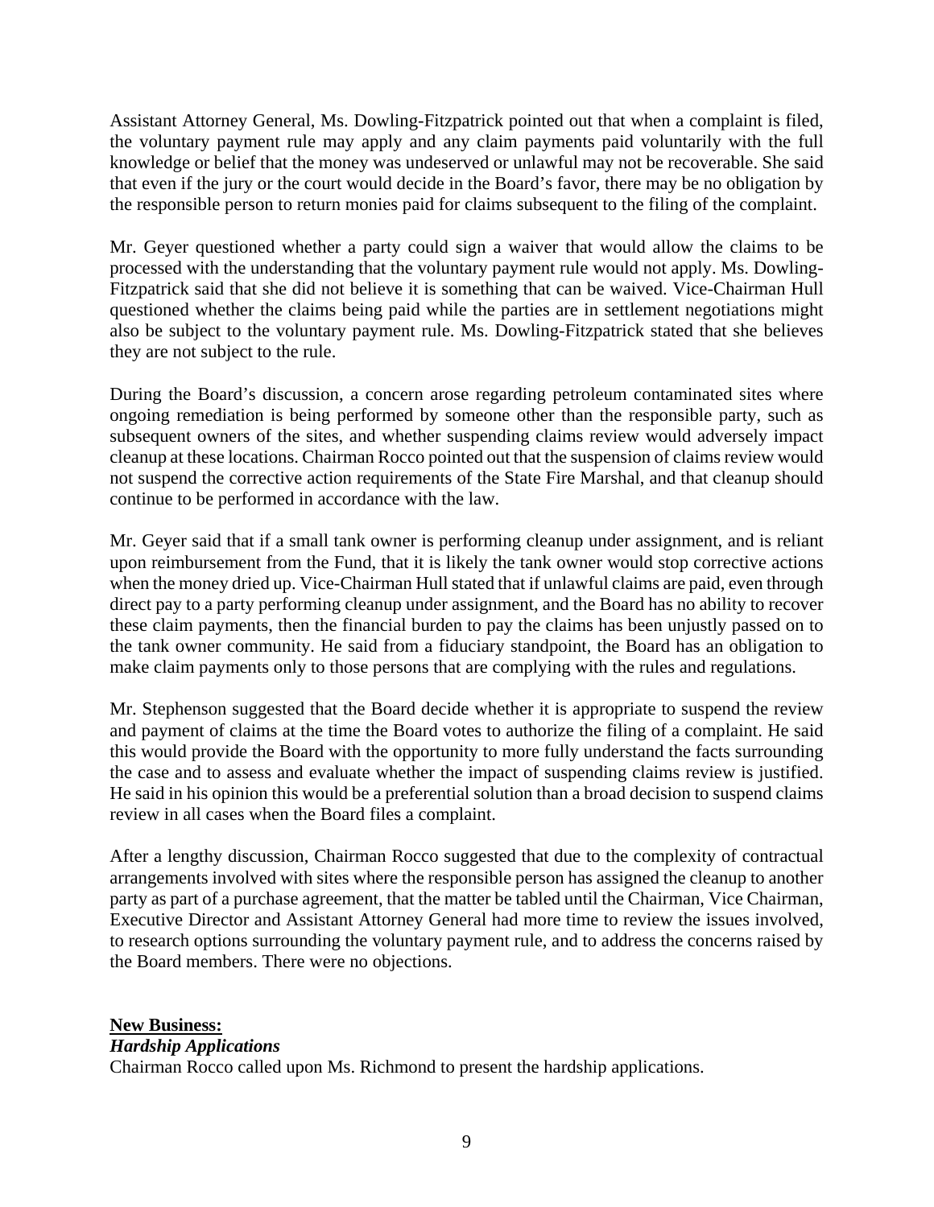Assistant Attorney General, Ms. Dowling-Fitzpatrick pointed out that when a complaint is filed, the voluntary payment rule may apply and any claim payments paid voluntarily with the full knowledge or belief that the money was undeserved or unlawful may not be recoverable. She said that even if the jury or the court would decide in the Board's favor, there may be no obligation by the responsible person to return monies paid for claims subsequent to the filing of the complaint.

Mr. Geyer questioned whether a party could sign a waiver that would allow the claims to be processed with the understanding that the voluntary payment rule would not apply. Ms. Dowling-Fitzpatrick said that she did not believe it is something that can be waived. Vice-Chairman Hull questioned whether the claims being paid while the parties are in settlement negotiations might also be subject to the voluntary payment rule. Ms. Dowling-Fitzpatrick stated that she believes they are not subject to the rule.

During the Board's discussion, a concern arose regarding petroleum contaminated sites where ongoing remediation is being performed by someone other than the responsible party, such as subsequent owners of the sites, and whether suspending claims review would adversely impact cleanup at these locations. Chairman Rocco pointed out that the suspension of claims review would not suspend the corrective action requirements of the State Fire Marshal, and that cleanup should continue to be performed in accordance with the law.

Mr. Geyer said that if a small tank owner is performing cleanup under assignment, and is reliant upon reimbursement from the Fund, that it is likely the tank owner would stop corrective actions when the money dried up. Vice-Chairman Hull stated that if unlawful claims are paid, even through direct pay to a party performing cleanup under assignment, and the Board has no ability to recover these claim payments, then the financial burden to pay the claims has been unjustly passed on to the tank owner community. He said from a fiduciary standpoint, the Board has an obligation to make claim payments only to those persons that are complying with the rules and regulations.

Mr. Stephenson suggested that the Board decide whether it is appropriate to suspend the review and payment of claims at the time the Board votes to authorize the filing of a complaint. He said this would provide the Board with the opportunity to more fully understand the facts surrounding the case and to assess and evaluate whether the impact of suspending claims review is justified. He said in his opinion this would be a preferential solution than a broad decision to suspend claims review in all cases when the Board files a complaint.

After a lengthy discussion, Chairman Rocco suggested that due to the complexity of contractual arrangements involved with sites where the responsible person has assigned the cleanup to another party as part of a purchase agreement, that the matter be tabled until the Chairman, Vice Chairman, Executive Director and Assistant Attorney General had more time to review the issues involved, to research options surrounding the voluntary payment rule, and to address the concerns raised by the Board members. There were no objections.

**New Business:**

***Hardship Applications***

Chairman Rocco called upon Ms. Richmond to present the hardship applications.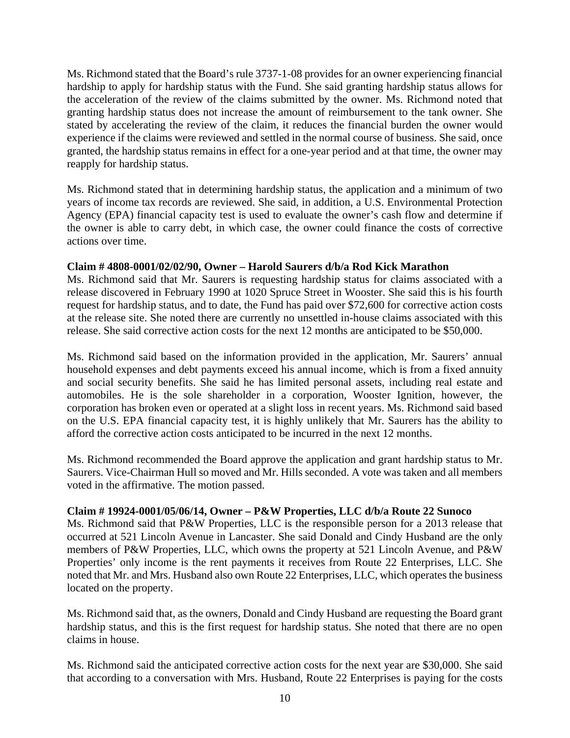Ms. Richmond stated that the Board's rule 3737-1-08 provides for an owner experiencing financial hardship to apply for hardship status with the Fund. She said granting hardship status allows for the acceleration of the review of the claims submitted by the owner. Ms. Richmond noted that granting hardship status does not increase the amount of reimbursement to the tank owner. She stated by accelerating the review of the claim, it reduces the financial burden the owner would experience if the claims were reviewed and settled in the normal course of business. She said, once granted, the hardship status remains in effect for a one-year period and at that time, the owner may reapply for hardship status.

Ms. Richmond stated that in determining hardship status, the application and a minimum of two years of income tax records are reviewed. She said, in addition, a U.S. Environmental Protection Agency (EPA) financial capacity test is used to evaluate the owner's cash flow and determine if the owner is able to carry debt, in which case, the owner could finance the costs of corrective actions over time.

**Claim # 4808-0001/02/02/90, Owner – Harold Saurers d/b/a Rod Kick Marathon**

Ms. Richmond said that Mr. Saurers is requesting hardship status for claims associated with a release discovered in February 1990 at 1020 Spruce Street in Wooster. She said this is his fourth request for hardship status, and to date, the Fund has paid over $72,600 for corrective action costs at the release site. She noted there are currently no unsettled in-house claims associated with this release. She said corrective action costs for the next 12 months are anticipated to be $50,000.

Ms. Richmond said based on the information provided in the application, Mr. Saurers' annual household expenses and debt payments exceed his annual income, which is from a fixed annuity and social security benefits. She said he has limited personal assets, including real estate and automobiles. He is the sole shareholder in a corporation, Wooster Ignition, however, the corporation has broken even or operated at a slight loss in recent years. Ms. Richmond said based on the U.S. EPA financial capacity test, it is highly unlikely that Mr. Saurers has the ability to afford the corrective action costs anticipated to be incurred in the next 12 months.

Ms. Richmond recommended the Board approve the application and grant hardship status to Mr. Saurers. Vice-Chairman Hull so moved and Mr. Hills seconded. A vote was taken and all members voted in the affirmative. The motion passed.

**Claim # 19924-0001/05/06/14, Owner – P&W Properties, LLC d/b/a Route 22 Sunoco**

Ms. Richmond said that P&W Properties, LLC is the responsible person for a 2013 release that occurred at 521 Lincoln Avenue in Lancaster. She said Donald and Cindy Husband are the only members of P&W Properties, LLC, which owns the property at 521 Lincoln Avenue, and P&W Properties' only income is the rent payments it receives from Route 22 Enterprises, LLC. She noted that Mr. and Mrs. Husband also own Route 22 Enterprises, LLC, which operates the business located on the property.

Ms. Richmond said that, as the owners, Donald and Cindy Husband are requesting the Board grant hardship status, and this is the first request for hardship status. She noted that there are no open claims in house.

Ms. Richmond said the anticipated corrective action costs for the next year are $30,000. She said that according to a conversation with Mrs. Husband, Route 22 Enterprises is paying for the costs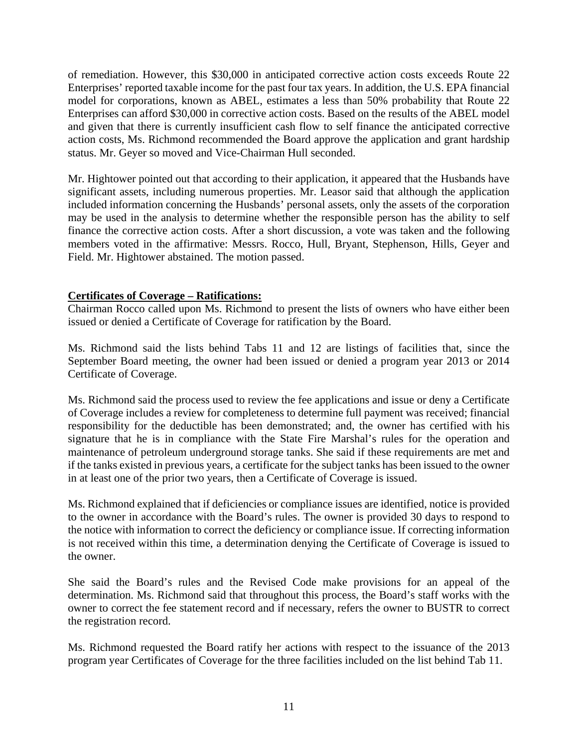of remediation. However, this $30,000 in anticipated corrective action costs exceeds Route 22 Enterprises' reported taxable income for the past four tax years. In addition, the U.S. EPA financial model for corporations, known as ABEL, estimates a less than 50% probability that Route 22 Enterprises can afford $30,000 in corrective action costs. Based on the results of the ABEL model and given that there is currently insufficient cash flow to self finance the anticipated corrective action costs, Ms. Richmond recommended the Board approve the application and grant hardship status. Mr. Geyer so moved and Vice-Chairman Hull seconded.

Mr. Hightower pointed out that according to their application, it appeared that the Husbands have significant assets, including numerous properties. Mr. Leasor said that although the application included information concerning the Husbands' personal assets, only the assets of the corporation may be used in the analysis to determine whether the responsible person has the ability to self finance the corrective action costs. After a short discussion, a vote was taken and the following members voted in the affirmative: Messrs. Rocco, Hull, Bryant, Stephenson, Hills, Geyer and Field. Mr. Hightower abstained. The motion passed.

**Certificates of Coverage – Ratifications:**

Chairman Rocco called upon Ms. Richmond to present the lists of owners who have either been issued or denied a Certificate of Coverage for ratification by the Board.

Ms. Richmond said the lists behind Tabs 11 and 12 are listings of facilities that, since the September Board meeting, the owner had been issued or denied a program year 2013 or 2014 Certificate of Coverage.

Ms. Richmond said the process used to review the fee applications and issue or deny a Certificate of Coverage includes a review for completeness to determine full payment was received; financial responsibility for the deductible has been demonstrated; and, the owner has certified with his signature that he is in compliance with the State Fire Marshal's rules for the operation and maintenance of petroleum underground storage tanks. She said if these requirements are met and if the tanks existed in previous years, a certificate for the subject tanks has been issued to the owner in at least one of the prior two years, then a Certificate of Coverage is issued.

Ms. Richmond explained that if deficiencies or compliance issues are identified, notice is provided to the owner in accordance with the Board's rules. The owner is provided 30 days to respond to the notice with information to correct the deficiency or compliance issue. If correcting information is not received within this time, a determination denying the Certificate of Coverage is issued to the owner.

She said the Board's rules and the Revised Code make provisions for an appeal of the determination. Ms. Richmond said that throughout this process, the Board's staff works with the owner to correct the fee statement record and if necessary, refers the owner to BUSTR to correct the registration record.

Ms. Richmond requested the Board ratify her actions with respect to the issuance of the 2013 program year Certificates of Coverage for the three facilities included on the list behind Tab 11.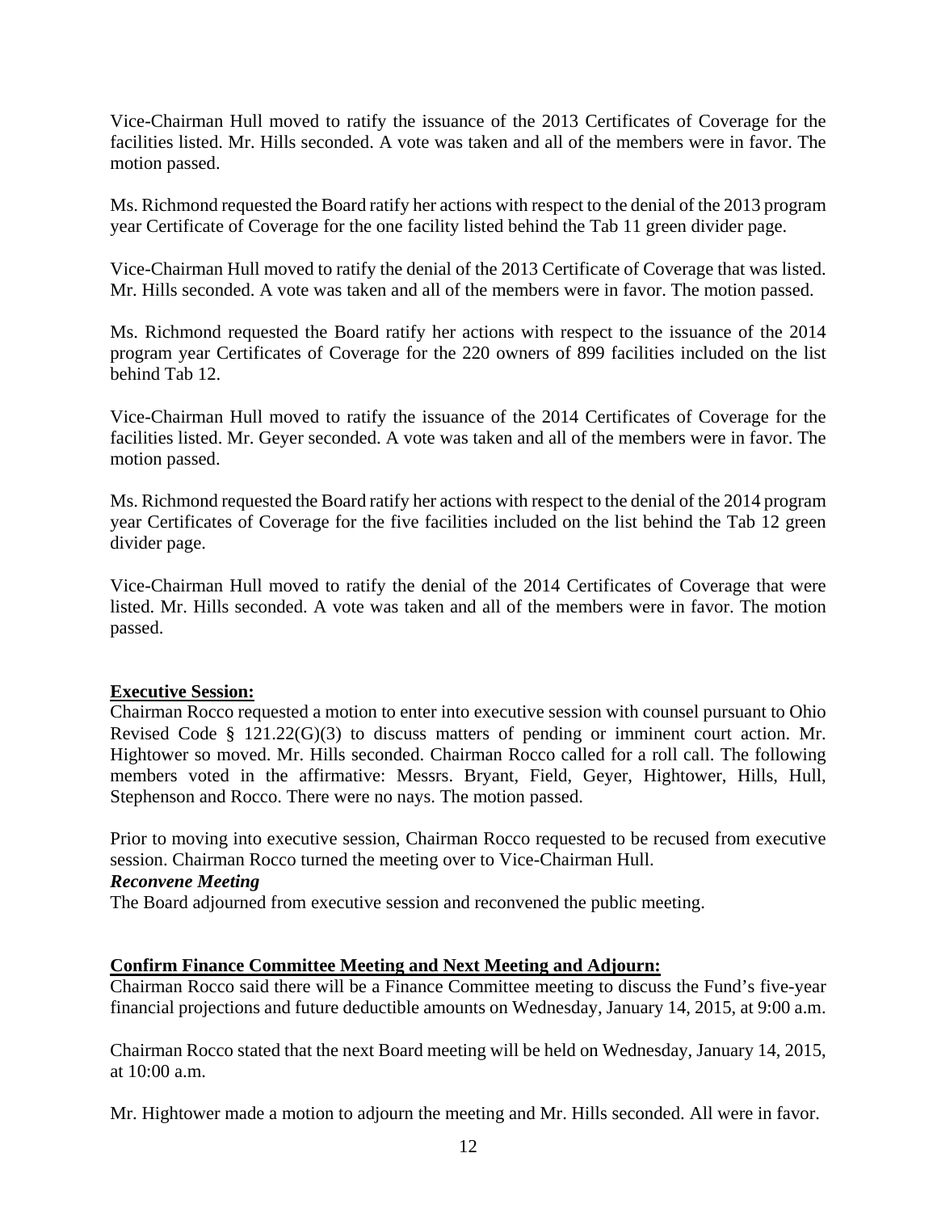Vice-Chairman Hull moved to ratify the issuance of the 2013 Certificates of Coverage for the facilities listed. Mr. Hills seconded. A vote was taken and all of the members were in favor. The motion passed.

Ms. Richmond requested the Board ratify her actions with respect to the denial of the 2013 program year Certificate of Coverage for the one facility listed behind the Tab 11 green divider page.

Vice-Chairman Hull moved to ratify the denial of the 2013 Certificate of Coverage that was listed. Mr. Hills seconded. A vote was taken and all of the members were in favor. The motion passed.

Ms. Richmond requested the Board ratify her actions with respect to the issuance of the 2014 program year Certificates of Coverage for the 220 owners of 899 facilities included on the list behind Tab 12.

Vice-Chairman Hull moved to ratify the issuance of the 2014 Certificates of Coverage for the facilities listed. Mr. Geyer seconded. A vote was taken and all of the members were in favor. The motion passed.

Ms. Richmond requested the Board ratify her actions with respect to the denial of the 2014 program year Certificates of Coverage for the five facilities included on the list behind the Tab 12 green divider page.

Vice-Chairman Hull moved to ratify the denial of the 2014 Certificates of Coverage that were listed. Mr. Hills seconded. A vote was taken and all of the members were in favor. The motion passed.

**Executive Session:**

Chairman Rocco requested a motion to enter into executive session with counsel pursuant to Ohio Revised Code § 121.22(G)(3) to discuss matters of pending or imminent court action. Mr. Hightower so moved. Mr. Hills seconded. Chairman Rocco called for a roll call. The following members voted in the affirmative: Messrs. Bryant, Field, Geyer, Hightower, Hills, Hull, Stephenson and Rocco. There were no nays. The motion passed.

Prior to moving into executive session, Chairman Rocco requested to be recused from executive session. Chairman Rocco turned the meeting over to Vice-Chairman Hull.

***Reconvene Meeting***

The Board adjourned from executive session and reconvened the public meeting.

**Confirm Finance Committee Meeting and Next Meeting and Adjourn:**

Chairman Rocco said there will be a Finance Committee meeting to discuss the Fund's five-year financial projections and future deductible amounts on Wednesday, January 14, 2015, at 9:00 a.m.

Chairman Rocco stated that the next Board meeting will be held on Wednesday, January 14, 2015, at 10:00 a.m.

Mr. Hightower made a motion to adjourn the meeting and Mr. Hills seconded. All were in favor.